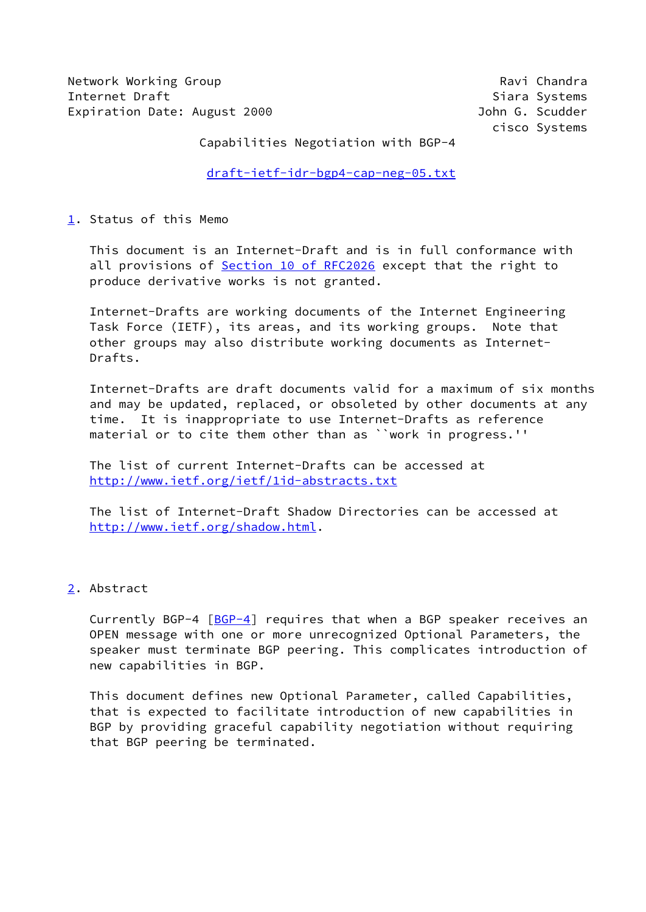Network Working Group — Ravi Chandra
Internet Draft — Siara Systems
Expiration Date: August 2000 — John G. Scudder
cisco Systems

# Capabilities Negotiation with BGP-4

draft-ietf-idr-bgp4-cap-neg-05.txt

## 1. Status of this Memo

This document is an Internet-Draft and is in full conformance with all provisions of Section 10 of RFC2026 except that the right to produce derivative works is not granted.

Internet-Drafts are working documents of the Internet Engineering Task Force (IETF), its areas, and its working groups. Note that other groups may also distribute working documents as Internet-Drafts.

Internet-Drafts are draft documents valid for a maximum of six months and may be updated, replaced, or obsoleted by other documents at any time. It is inappropriate to use Internet-Drafts as reference material or to cite them other than as ``work in progress.''

The list of current Internet-Drafts can be accessed at http://www.ietf.org/ietf/1id-abstracts.txt

The list of Internet-Draft Shadow Directories can be accessed at http://www.ietf.org/shadow.html.

## 2. Abstract

Currently BGP-4 [BGP-4] requires that when a BGP speaker receives an OPEN message with one or more unrecognized Optional Parameters, the speaker must terminate BGP peering. This complicates introduction of new capabilities in BGP.

This document defines new Optional Parameter, called Capabilities, that is expected to facilitate introduction of new capabilities in BGP by providing graceful capability negotiation without requiring that BGP peering be terminated.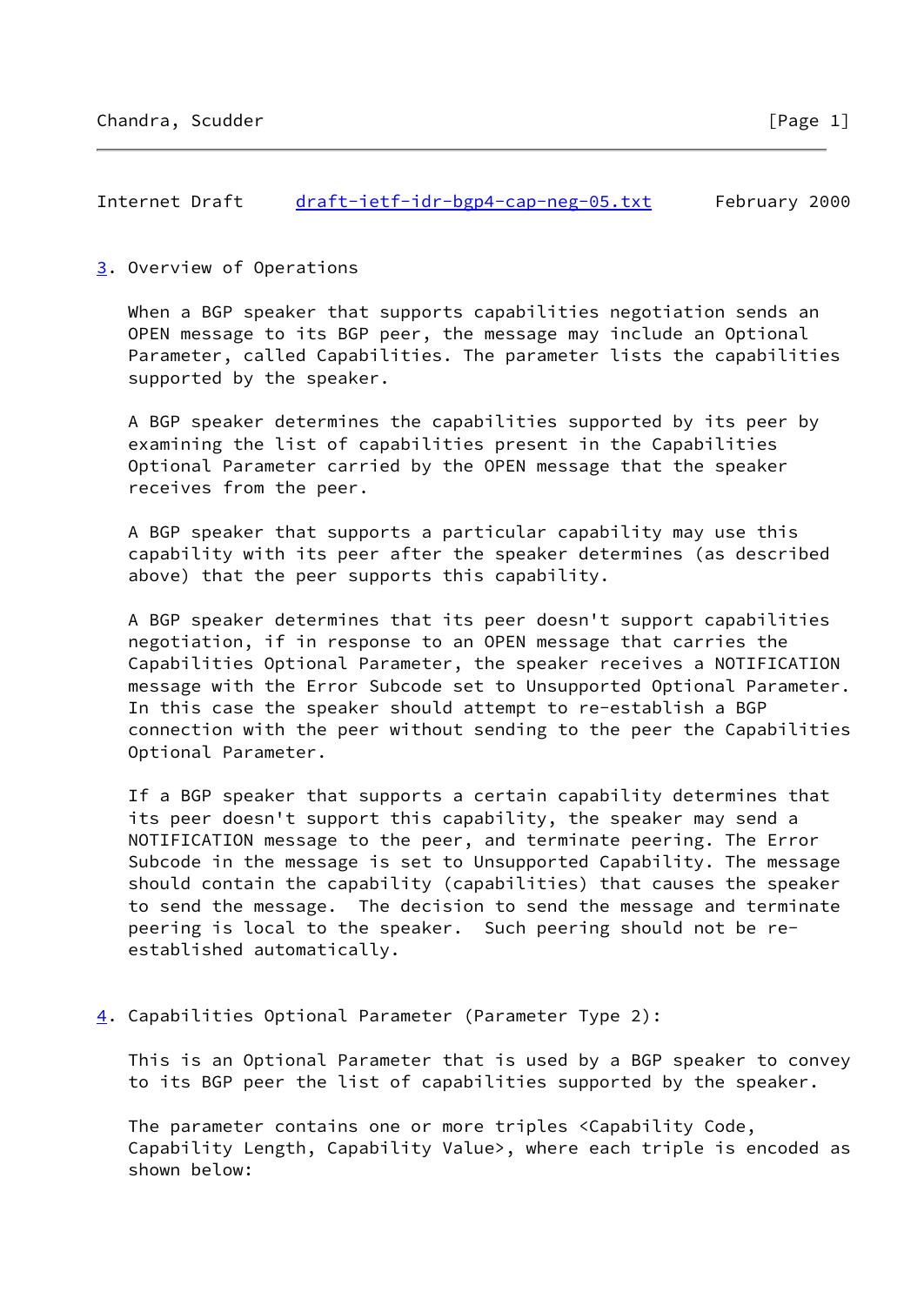## 3. Overview of Operations

When a BGP speaker that supports capabilities negotiation sends an OPEN message to its BGP peer, the message may include an Optional Parameter, called Capabilities. The parameter lists the capabilities supported by the speaker.

A BGP speaker determines the capabilities supported by its peer by examining the list of capabilities present in the Capabilities Optional Parameter carried by the OPEN message that the speaker receives from the peer.

A BGP speaker that supports a particular capability may use this capability with its peer after the speaker determines (as described above) that the peer supports this capability.

A BGP speaker determines that its peer doesn't support capabilities negotiation, if in response to an OPEN message that carries the Capabilities Optional Parameter, the speaker receives a NOTIFICATION message with the Error Subcode set to Unsupported Optional Parameter. In this case the speaker should attempt to re-establish a BGP connection with the peer without sending to the peer the Capabilities Optional Parameter.

If a BGP speaker that supports a certain capability determines that its peer doesn't support this capability, the speaker may send a NOTIFICATION message to the peer, and terminate peering. The Error Subcode in the message is set to Unsupported Capability. The message should contain the capability (capabilities) that causes the speaker to send the message. The decision to send the message and terminate peering is local to the speaker. Such peering should not be re-established automatically.

## 4. Capabilities Optional Parameter (Parameter Type 2):

This is an Optional Parameter that is used by a BGP speaker to convey to its BGP peer the list of capabilities supported by the speaker.

The parameter contains one or more triples <Capability Code, Capability Length, Capability Value>, where each triple is encoded as shown below: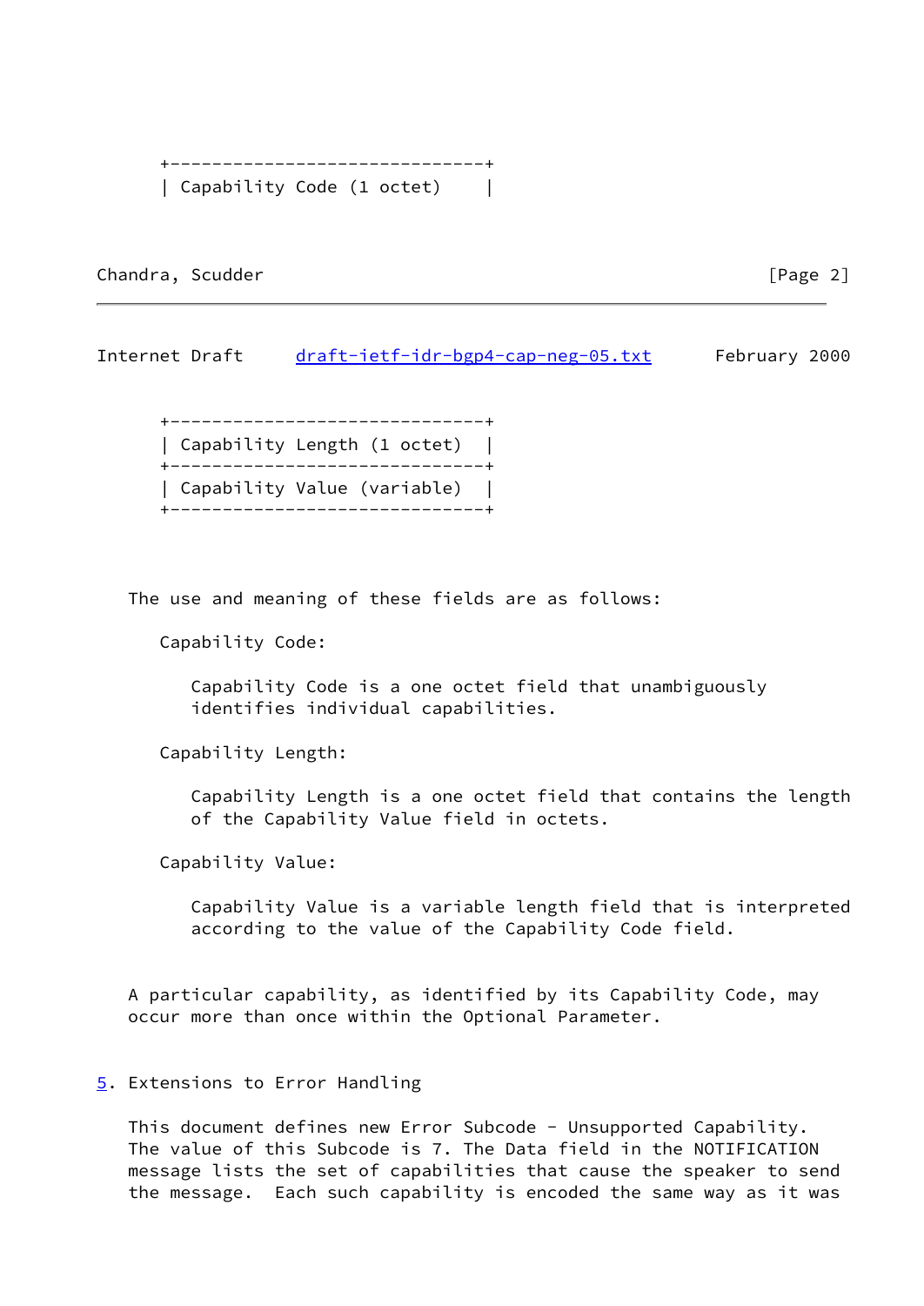```
+------------------------------+
| Capability Code (1 octet)    |
+------------------------------+
| Capability Length (1 octet)  |
+------------------------------+
| Capability Value (variable)  |
+------------------------------+
```

The use and meaning of these fields are as follows:

Capability Code:

Capability Code is a one octet field that unambiguously identifies individual capabilities.

Capability Length:

Capability Length is a one octet field that contains the length of the Capability Value field in octets.

Capability Value:

Capability Value is a variable length field that is interpreted according to the value of the Capability Code field.

A particular capability, as identified by its Capability Code, may occur more than once within the Optional Parameter.

## 5. Extensions to Error Handling

This document defines new Error Subcode - Unsupported Capability. The value of this Subcode is 7. The Data field in the NOTIFICATION message lists the set of capabilities that cause the speaker to send the message. Each such capability is encoded the same way as it was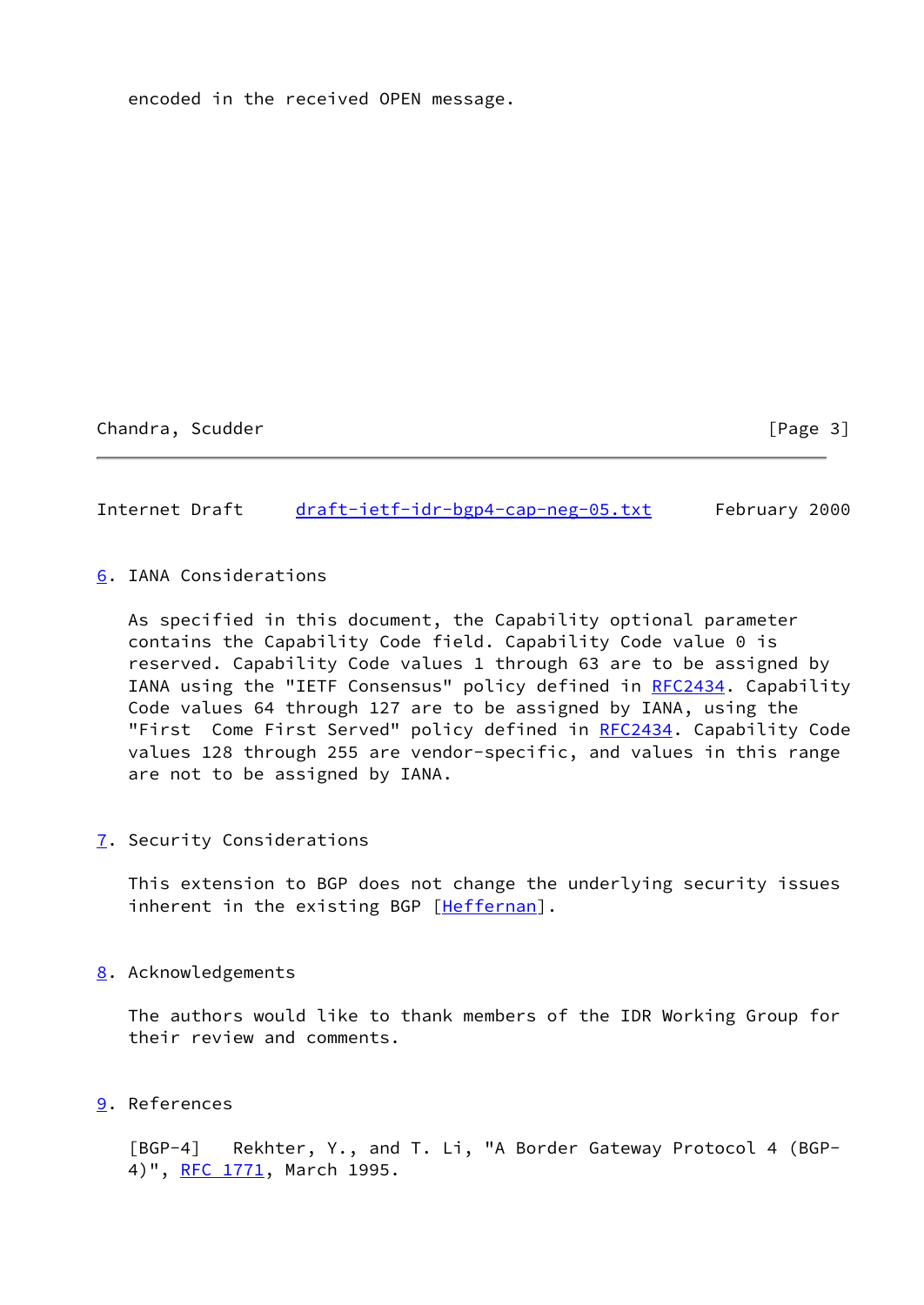encoded in the received OPEN message.

## 6. IANA Considerations

As specified in this document, the Capability optional parameter contains the Capability Code field. Capability Code value 0 is reserved. Capability Code values 1 through 63 are to be assigned by IANA using the "IETF Consensus" policy defined in RFC2434. Capability Code values 64 through 127 are to be assigned by IANA, using the "First  Come First Served" policy defined in RFC2434. Capability Code values 128 through 255 are vendor-specific, and values in this range are not to be assigned by IANA.

## 7. Security Considerations

This extension to BGP does not change the underlying security issues inherent in the existing BGP [Heffernan].

## 8. Acknowledgements

The authors would like to thank members of the IDR Working Group for their review and comments.

## 9. References

[BGP-4]   Rekhter, Y., and T. Li, "A Border Gateway Protocol 4 (BGP-4)", RFC 1771, March 1995.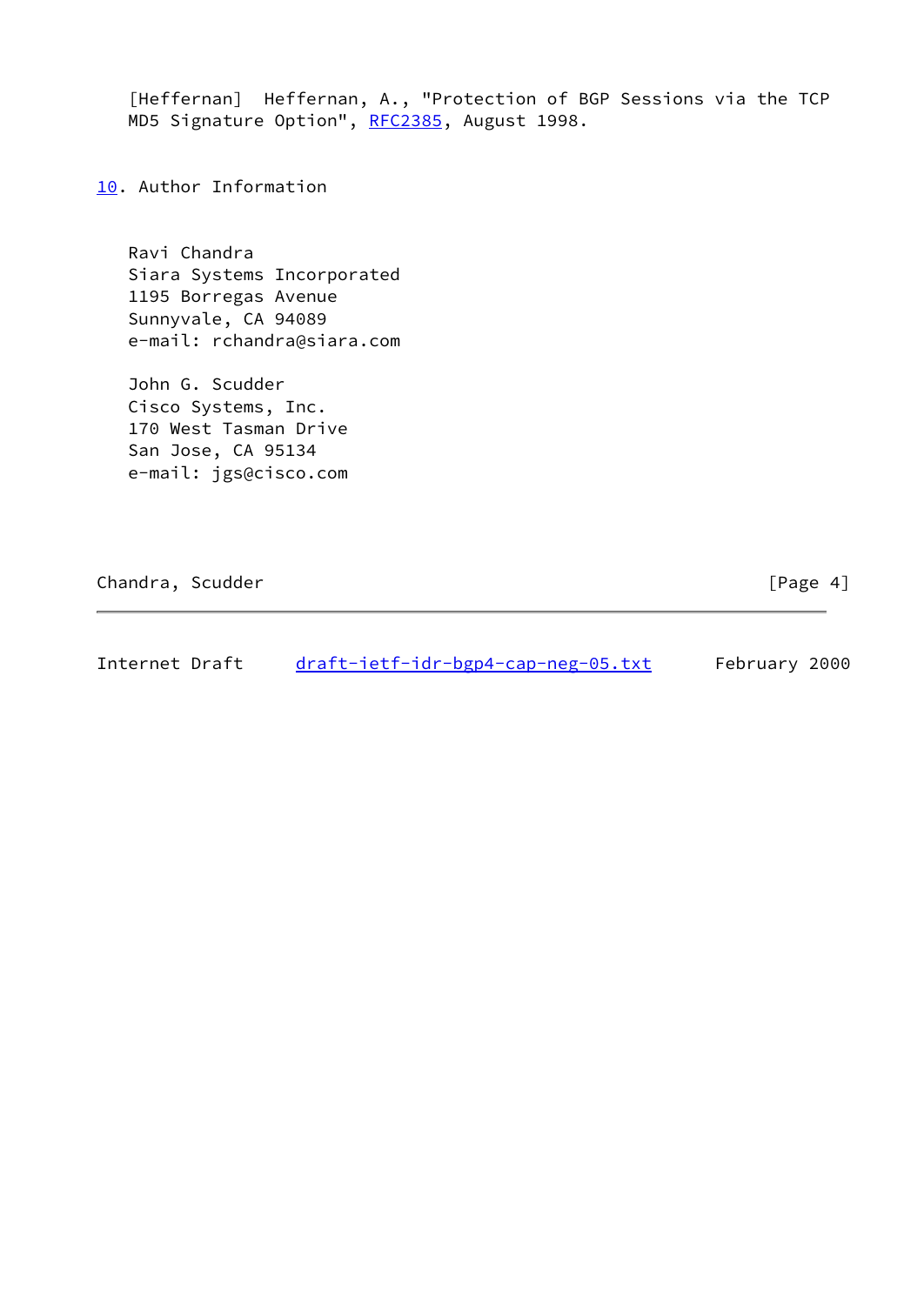[Heffernan]  Heffernan, A., "Protection of BGP Sessions via the TCP MD5 Signature Option", RFC2385, August 1998.

## 10. Author Information

Ravi Chandra
Siara Systems Incorporated
1195 Borregas Avenue
Sunnyvale, CA 94089
e-mail: rchandra@siara.com

John G. Scudder
Cisco Systems, Inc.
170 West Tasman Drive
San Jose, CA 95134
e-mail: jgs@cisco.com